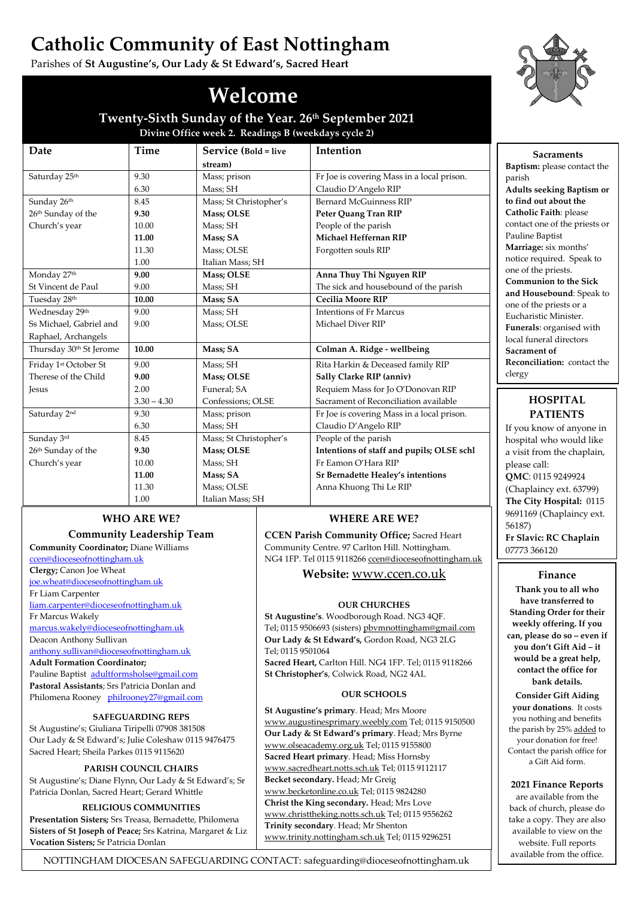# Catholic Community of East Nottingham

Parishes of **St Augustine's, Our Lady & St Edward's, Sacred Heart**

## Welcome

### Twenty-Sixth Sunday of the Year. 26th September 2021

**Divine Office week 2. Readings B (weekdays cycle 2)**

| Date | Time | Service (**Bold** = live stream) | Intention |
|---|---|---|---|
| Saturday 25th | 9.30 | Mass; prison | Fr Joe is covering Mass in a local prison. |
| | 6.30 | Mass; SH | Claudio D'Angelo RIP |
| Sunday 26th 26th Sunday of the Church's year | 8.45 | Mass; St Christopher's | Bernard McGuinness RIP |
| | **9.30** | **Mass; OLSE** | **Peter Quang Tran RIP** |
| | 10.00 | Mass; SH | People of the parish |
| | **11.00** | **Mass; SA** | **Michael Heffernan RIP** |
| | 11.30 | Mass; OLSE | Forgotten souls RIP |
| | 1.00 | Italian Mass; SH | |
| Monday 27th St Vincent de Paul | **9.00** | **Mass; OLSE** | **Anna Thuy Thi Nguyen RIP** |
| | 9.00 | Mass; SH | The sick and housebound of the parish |
| Tuesday 28th | **10.00** | **Mass; SA** | **Cecilia Moore RIP** |
| Wednesday 29th Ss Michael, Gabriel and Raphael, Archangels | 9.00 | Mass; SH | Intentions of Fr Marcus |
| | 9.00 | Mass; OLSE | Michael Diver RIP |
| Thursday 30th St Jerome | **10.00** | **Mass; SA** | **Colman A. Ridge - wellbeing** |
| Friday 1st October St Therese of the Child Jesus | 9.00 | Mass; SH | Rita Harkin & Deceased family RIP |
| | **9.00** | **Mass; OLSE** | **Sally Clarke RIP (anniv)** |
| | 2.00 | Funeral; SA | Requiem Mass for Jo O'Donovan RIP |
| | 3.30 – 4.30 | Confessions; OLSE | Sacrament of Reconciliation available |
| Saturday 2nd | 9.30 | Mass; prison | Fr Joe is covering Mass in a local prison. |
| | 6.30 | Mass; SH | Claudio D'Angelo RIP |
| Sunday 3rd 26th Sunday of the Church's year | 8.45 | Mass; St Christopher's | People of the parish |
| | **9.30** | **Mass; OLSE** | **Intentions of staff and pupils; OLSE schl** |
| | 10.00 | Mass; SH | Fr Eamon O'Hara RIP |
| | **11.00** | **Mass; SA** | **Sr Bernadette Healey's intentions** |
| | 11.30 | Mass; OLSE | Anna Khuong Thi Le RIP |
| | 1.00 | Italian Mass; SH | |

### Sacraments

**Baptism:** please contact the parish

**Adults seeking Baptism or to find out about the Catholic Faith**: please contact one of the priests or Pauline Baptist

**Marriage:** six months' notice required. Speak to one of the priests.

**Communion to the Sick and Housebound**: Speak to one of the priests or a Eucharistic Minister.

**Funerals**: organised with local funeral directors

**Sacrament of Reconciliation:** contact the clergy

### HOSPITAL PATIENTS

If you know of anyone in hospital who would like a visit from the chaplain, please call:

**QMC**: 0115 9249924 (Chaplaincy ext. 63799)

**The City Hospital:** 0115 9691169 (Chaplaincy ext. 56187)

**Fr Slavic: RC Chaplain** 07773 366120

### Finance

**Thank you to all who have transferred to Standing Order for their weekly offering. If you can, please do so – even if you don't Gift Aid – it would be a great help, contact the office for bank details.**

**Consider Gift Aiding your donations**. It costs you nothing and benefits the parish by 25% added to your donation for free! Contact the parish office for a Gift Aid form.

**2021 Finance Reports** are available from the back of church, please do take a copy. They are also available to view on the website. Full reports available from the office.

### WHO ARE WE?

#### Community Leadership Team

**Community Coordinator;** Diane Williams ccen@dioceseofnottingham.uk

**Clergy;** Canon Joe Wheat joe.wheat@dioceseofnottingham.uk

Fr Liam Carpenter liam.carpenter@dioceseofnottingham.uk

Fr Marcus Wakely marcus.wakely@dioceseofnottingham.uk

Deacon Anthony Sullivan anthony.sullivan@dioceseofnottingham.uk

**Adult Formation Coordinator;** Pauline Baptist adultformsholse@gmail.com

**Pastoral Assistants**; Srs Patricia Donlan and Philomena Rooney philrooney27@gmail.com

#### SAFEGUARDING REPS

St Augustine's; Giuliana Tiripelli 07908 381508
Our Lady & St Edward's; Julie Coleshaw 0115 9476475
Sacred Heart; Sheila Parkes 0115 9115620

#### PARISH COUNCIL CHAIRS

St Augustine's; Diane Flynn, Our Lady & St Edward's; Sr Patricia Donlan, Sacred Heart; Gerard Whittle

#### RELIGIOUS COMMUNITIES

**Presentation Sisters;** Srs Treasa, Bernadette, Philomena
**Sisters of St Joseph of Peace;** Srs Katrina, Margaret & Liz
**Vocation Sisters;** Sr Patricia Donlan

### WHERE ARE WE?

**CCEN Parish Community Office;** Sacred Heart Community Centre. 97 Carlton Hill. Nottingham. NG4 1FP. Tel 0115 9118266 ccen@dioceseofnottingham.uk

**Website:** www.ccen.co.uk

#### OUR CHURCHES

**St Augustine's**. Woodborough Road. NG3 4QF. Tel; 0115 9506693 (sisters) pbvmnottingham@gmail.com
**Our Lady & St Edward's,** Gordon Road, NG3 2LG Tel; 0115 9501064
**Sacred Heart,** Carlton Hill. NG4 1FP. Tel; 0115 9118266
**St Christopher's**, Colwick Road, NG2 4AL

#### OUR SCHOOLS

**St Augustine's primary**. Head; Mrs Moore www.augustinesprimary.weebly.com Tel; 0115 9150500
**Our Lady & St Edward's primary**. Head; Mrs Byrne www.olseacademy.org.uk Tel; 0115 9155800
**Sacred Heart primary**. Head; Miss Hornsby www.sacredheart.notts.sch.uk Tel; 0115 9112117
**Becket secondary.** Head; Mr Greig www.becketonline.co.uk Tel; 0115 9824280
**Christ the King secondary.** Head; Mrs Love www.christtheking.notts.sch.uk Tel; 0115 9556262
**Trinity secondary**. Head; Mr Shenton www.trinity.nottingham.sch.uk Tel; 0115 9296251

NOTTINGHAM DIOCESAN SAFEGUARDING CONTACT: safeguarding@dioceseofnottingham.uk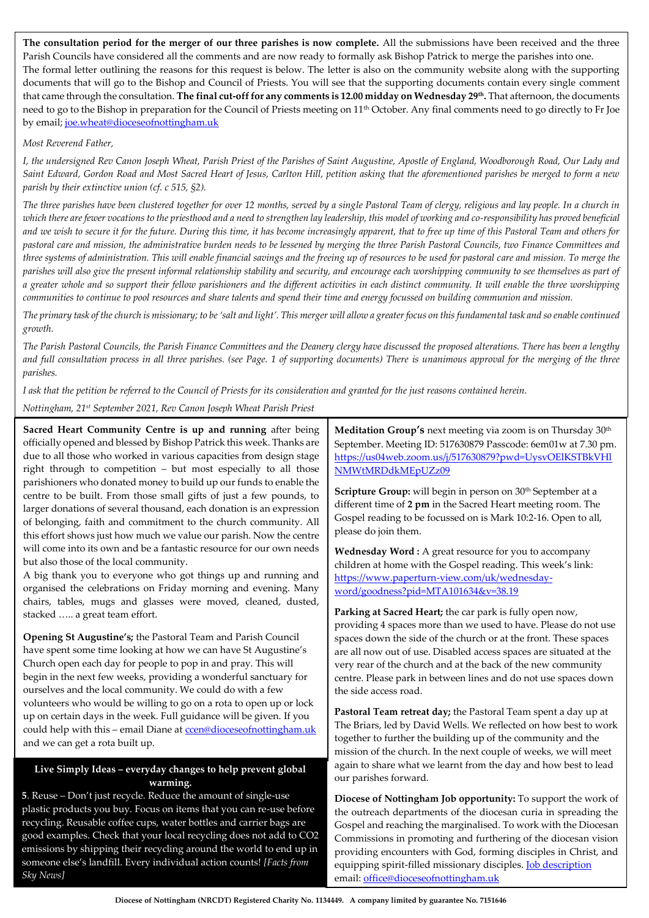**The consultation period for the merger of our three parishes is now complete.** All the submissions have been received and the three Parish Councils have considered all the comments and are now ready to formally ask Bishop Patrick to merge the parishes into one. The formal letter outlining the reasons for this request is below. The letter is also on the community website along with the supporting documents that will go to the Bishop and Council of Priests. You will see that the supporting documents contain every single comment that came through the consultation. **The final cut-off for any comments is 12.00 midday on Wednesday 29th.** That afternoon, the documents need to go to the Bishop in preparation for the Council of Priests meeting on 11th October. Any final comments need to go directly to Fr Joe by email; joe.wheat@dioceseofnottingham.uk

*Most Reverend Father,*

*I, the undersigned Rev Canon Joseph Wheat, Parish Priest of the Parishes of Saint Augustine, Apostle of England, Woodborough Road, Our Lady and Saint Edward, Gordon Road and Most Sacred Heart of Jesus, Carlton Hill, petition asking that the aforementioned parishes be merged to form a new parish by their extinctive union (cf. c 515, §2).*

*The three parishes have been clustered together for over 12 months, served by a single Pastoral Team of clergy, religious and lay people. In a church in which there are fewer vocations to the priesthood and a need to strengthen lay leadership, this model of working and co-responsibility has proved beneficial and we wish to secure it for the future. During this time, it has become increasingly apparent, that to free up time of this Pastoral Team and others for pastoral care and mission, the administrative burden needs to be lessened by merging the three Parish Pastoral Councils, two Finance Committees and three systems of administration. This will enable financial savings and the freeing up of resources to be used for pastoral care and mission. To merge the parishes will also give the present informal relationship stability and security, and encourage each worshipping community to see themselves as part of a greater whole and so support their fellow parishioners and the different activities in each distinct community. It will enable the three worshipping communities to continue to pool resources and share talents and spend their time and energy focussed on building communion and mission.*

*The primary task of the church is missionary; to be 'salt and light'. This merger will allow a greater focus on this fundamental task and so enable continued growth.*

*The Parish Pastoral Councils, the Parish Finance Committees and the Deanery clergy have discussed the proposed alterations. There has been a lengthy and full consultation process in all three parishes. (see Page. 1 of supporting documents) There is unanimous approval for the merging of the three parishes.*

*I ask that the petition be referred to the Council of Priests for its consideration and granted for the just reasons contained herein.*

*Nottingham, 21st September 2021, Rev Canon Joseph Wheat Parish Priest*

**Sacred Heart Community Centre is up and running** after being officially opened and blessed by Bishop Patrick this week. Thanks are due to all those who worked in various capacities from design stage right through to competition – but most especially to all those parishioners who donated money to build up our funds to enable the centre to be built. From those small gifts of just a few pounds, to larger donations of several thousand, each donation is an expression of belonging, faith and commitment to the church community. All this effort shows just how much we value our parish. Now the centre will come into its own and be a fantastic resource for our own needs but also those of the local community.

A big thank you to everyone who got things up and running and organised the celebrations on Friday morning and evening. Many chairs, tables, mugs and glasses were moved, cleaned, dusted, stacked ….. a great team effort.

**Opening St Augustine's;** the Pastoral Team and Parish Council have spent some time looking at how we can have St Augustine's Church open each day for people to pop in and pray. This will begin in the next few weeks, providing a wonderful sanctuary for ourselves and the local community. We could do with a few volunteers who would be willing to go on a rota to open up or lock up on certain days in the week. Full guidance will be given. If you could help with this – email Diane at ccen@dioceseofnottingham.uk and we can get a rota built up.

**Live Simply Ideas – everyday changes to help prevent global warming.**

**5**. Reuse – Don't just recycle. Reduce the amount of single-use plastic products you buy. Focus on items that you can re-use before recycling. Reusable coffee cups, water bottles and carrier bags are good examples. Check that your local recycling does not add to CO2 emissions by shipping their recycling around the world to end up in someone else's landfill. Every individual action counts! *[Facts from Sky News]*

**Meditation Group's** next meeting via zoom is on Thursday 30th September. Meeting ID: 517630879 Passcode: 6em01w at 7.30 pm. https://us04web.zoom.us/j/517630879?pwd=UysvOElKSTBkVHlNMWtMRDdkMEpUZz09

**Scripture Group:** will begin in person on 30th September at a different time of **2 pm** in the Sacred Heart meeting room. The Gospel reading to be focussed on is Mark 10:2-16. Open to all, please do join them.

**Wednesday Word :** A great resource for you to accompany children at home with the Gospel reading. This week's link: https://www.paperturn-view.com/uk/wednesday-word/goodness?pid=MTA101634&v=38.19

**Parking at Sacred Heart;** the car park is fully open now, providing 4 spaces more than we used to have. Please do not use spaces down the side of the church or at the front. These spaces are all now out of use. Disabled access spaces are situated at the very rear of the church and at the back of the new community centre. Please park in between lines and do not use spaces down the side access road.

**Pastoral Team retreat day;** the Pastoral Team spent a day up at The Briars, led by David Wells. We reflected on how best to work together to further the building up of the community and the mission of the church. In the next couple of weeks, we will meet again to share what we learnt from the day and how best to lead our parishes forward.

**Diocese of Nottingham Job opportunity:** To support the work of the outreach departments of the diocesan curia in spreading the Gospel and reaching the marginalised. To work with the Diocesan Commissions in promoting and furthering of the diocesan vision providing encounters with God, forming disciples in Christ, and equipping spirit-filled missionary disciples. Job description email: office@dioceseofnottingham.uk

Diocese of Nottingham (NRCDT) Registered Charity No. 1134449. A company limited by guarantee No. 7151646